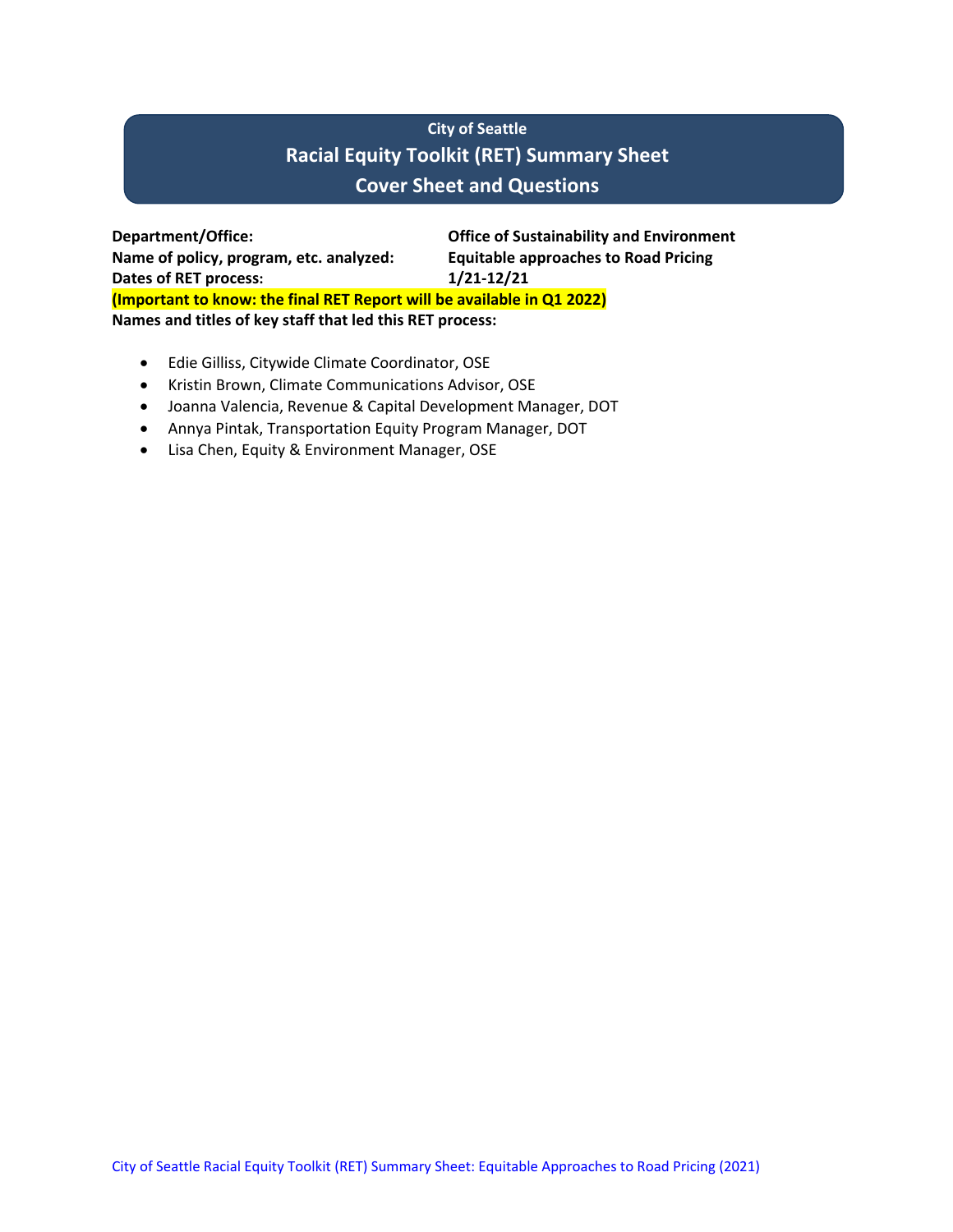# City of Seattle

## Racial Equity Toolkit (RET) Summary Sheet

## Cover Sheet and Questions

**Department/Office:** **Office of Sustainability and Environment**
**Name of policy, program, etc. analyzed:** **Equitable approaches to Road Pricing**
**Dates of RET process:** **1/21-12/21**
**(Important to know: the final RET Report will be available in Q1 2022)**
**Names and titles of key staff that led this RET process:**

- Edie Gilliss, Citywide Climate Coordinator, OSE
- Kristin Brown, Climate Communications Advisor, OSE
- Joanna Valencia, Revenue & Capital Development Manager, DOT
- Annya Pintak, Transportation Equity Program Manager, DOT
- Lisa Chen, Equity & Environment Manager, OSE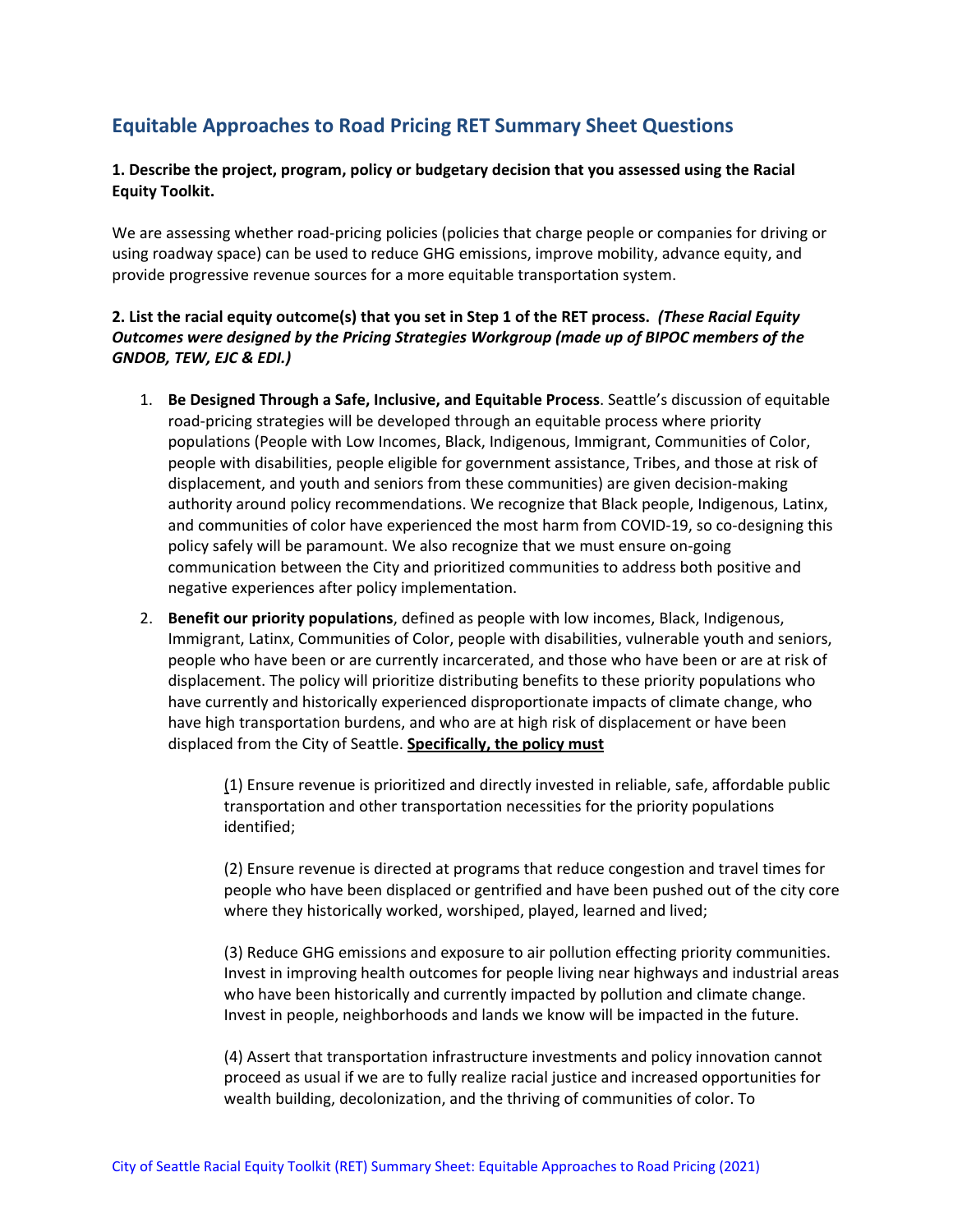## Equitable Approaches to Road Pricing RET Summary Sheet Questions

**1. Describe the project, program, policy or budgetary decision that you assessed using the Racial Equity Toolkit.**

We are assessing whether road-pricing policies (policies that charge people or companies for driving or using roadway space) can be used to reduce GHG emissions, improve mobility, advance equity, and provide progressive revenue sources for a more equitable transportation system.

**2. List the racial equity outcome(s) that you set in Step 1 of the RET process.** ***(These Racial Equity Outcomes were designed by the Pricing Strategies Workgroup (made up of BIPOC members of the GNDOB, TEW, EJC & EDI.)***

1. **Be Designed Through a Safe, Inclusive, and Equitable Process**. Seattle's discussion of equitable road-pricing strategies will be developed through an equitable process where priority populations (People with Low Incomes, Black, Indigenous, Immigrant, Communities of Color, people with disabilities, people eligible for government assistance, Tribes, and those at risk of displacement, and youth and seniors from these communities) are given decision-making authority around policy recommendations. We recognize that Black people, Indigenous, Latinx, and communities of color have experienced the most harm from COVID-19, so co-designing this policy safely will be paramount. We also recognize that we must ensure on-going communication between the City and prioritized communities to address both positive and negative experiences after policy implementation.
2. **Benefit our priority populations**, defined as people with low incomes, Black, Indigenous, Immigrant, Latinx, Communities of Color, people with disabilities, vulnerable youth and seniors, people who have been or are currently incarcerated, and those who have been or are at risk of displacement. The policy will prioritize distributing benefits to these priority populations who have currently and historically experienced disproportionate impacts of climate change, who have high transportation burdens, and who are at high risk of displacement or have been displaced from the City of Seattle. **Specifically, the policy must**

   (1) Ensure revenue is prioritized and directly invested in reliable, safe, affordable public transportation and other transportation necessities for the priority populations identified;

   (2) Ensure revenue is directed at programs that reduce congestion and travel times for people who have been displaced or gentrified and have been pushed out of the city core where they historically worked, worshiped, played, learned and lived;

   (3) Reduce GHG emissions and exposure to air pollution effecting priority communities. Invest in improving health outcomes for people living near highways and industrial areas who have been historically and currently impacted by pollution and climate change. Invest in people, neighborhoods and lands we know will be impacted in the future.

   (4) Assert that transportation infrastructure investments and policy innovation cannot proceed as usual if we are to fully realize racial justice and increased opportunities for wealth building, decolonization, and the thriving of communities of color. To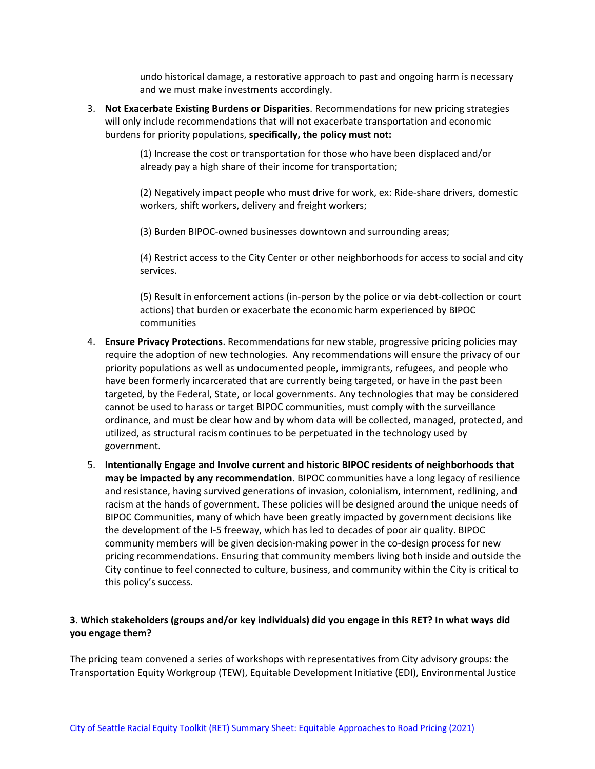undo historical damage, a restorative approach to past and ongoing harm is necessary and we must make investments accordingly.

3. **Not Exacerbate Existing Burdens or Disparities**. Recommendations for new pricing strategies will only include recommendations that will not exacerbate transportation and economic burdens for priority populations, **specifically, the policy must not:**

   (1) Increase the cost or transportation for those who have been displaced and/or already pay a high share of their income for transportation;

   (2) Negatively impact people who must drive for work, ex: Ride-share drivers, domestic workers, shift workers, delivery and freight workers;

   (3) Burden BIPOC-owned businesses downtown and surrounding areas;

   (4) Restrict access to the City Center or other neighborhoods for access to social and city services.

   (5) Result in enforcement actions (in-person by the police or via debt-collection or court actions) that burden or exacerbate the economic harm experienced by BIPOC communities

4. **Ensure Privacy Protections**. Recommendations for new stable, progressive pricing policies may require the adoption of new technologies. Any recommendations will ensure the privacy of our priority populations as well as undocumented people, immigrants, refugees, and people who have been formerly incarcerated that are currently being targeted, or have in the past been targeted, by the Federal, State, or local governments. Any technologies that may be considered cannot be used to harass or target BIPOC communities, must comply with the surveillance ordinance, and must be clear how and by whom data will be collected, managed, protected, and utilized, as structural racism continues to be perpetuated in the technology used by government.

5. **Intentionally Engage and Involve current and historic BIPOC residents of neighborhoods that may be impacted by any recommendation.** BIPOC communities have a long legacy of resilience and resistance, having survived generations of invasion, colonialism, internment, redlining, and racism at the hands of government. These policies will be designed around the unique needs of BIPOC Communities, many of which have been greatly impacted by government decisions like the development of the I-5 freeway, which has led to decades of poor air quality. BIPOC community members will be given decision-making power in the co-design process for new pricing recommendations. Ensuring that community members living both inside and outside the City continue to feel connected to culture, business, and community within the City is critical to this policy's success.

**3. Which stakeholders (groups and/or key individuals) did you engage in this RET? In what ways did you engage them?**

The pricing team convened a series of workshops with representatives from City advisory groups: the Transportation Equity Workgroup (TEW), Equitable Development Initiative (EDI), Environmental Justice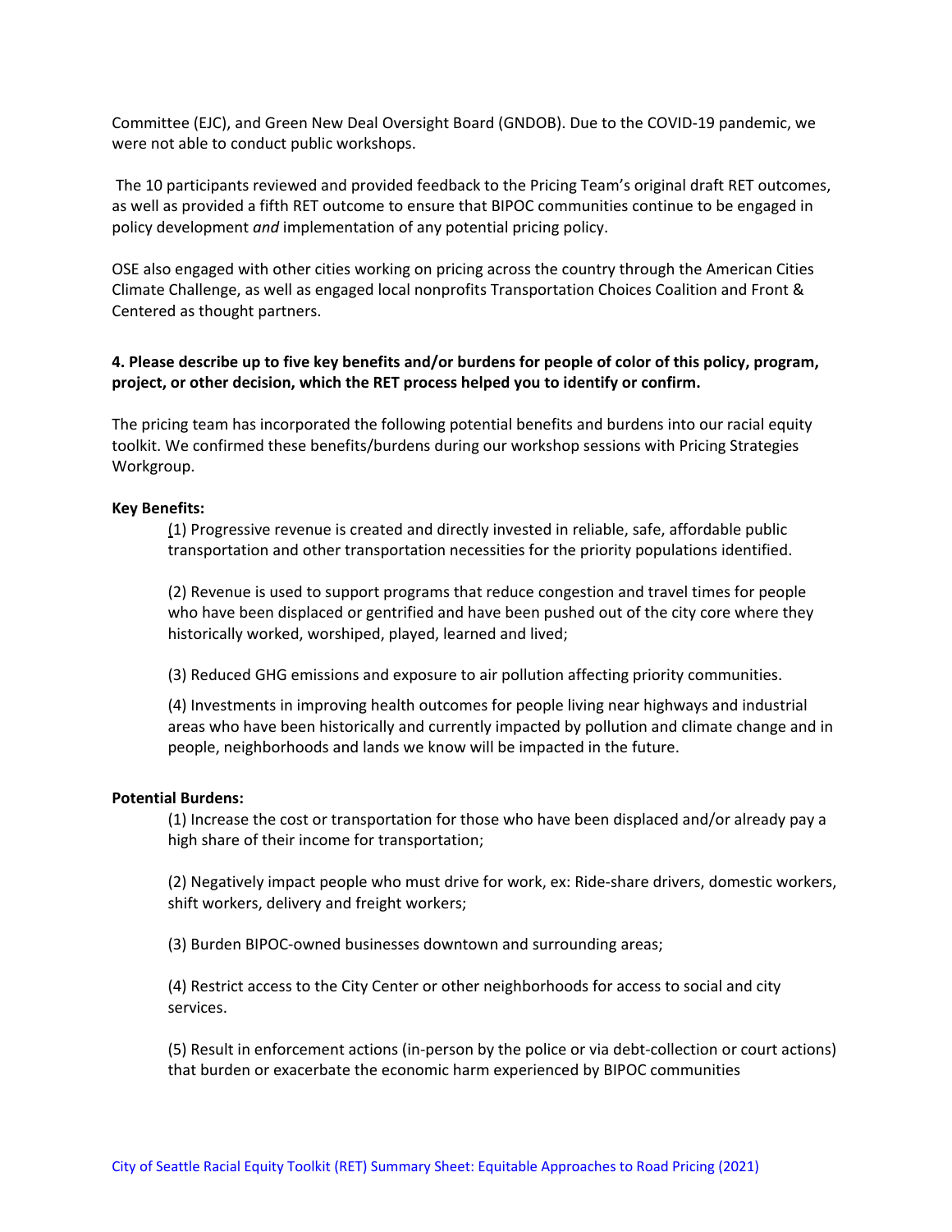Committee (EJC), and Green New Deal Oversight Board (GNDOB). Due to the COVID-19 pandemic, we were not able to conduct public workshops.

The 10 participants reviewed and provided feedback to the Pricing Team's original draft RET outcomes, as well as provided a fifth RET outcome to ensure that BIPOC communities continue to be engaged in policy development *and* implementation of any potential pricing policy.

OSE also engaged with other cities working on pricing across the country through the American Cities Climate Challenge, as well as engaged local nonprofits Transportation Choices Coalition and Front & Centered as thought partners.

**4. Please describe up to five key benefits and/or burdens for people of color of this policy, program, project, or other decision, which the RET process helped you to identify or confirm.**

The pricing team has incorporated the following potential benefits and burdens into our racial equity toolkit. We confirmed these benefits/burdens during our workshop sessions with Pricing Strategies Workgroup.

**Key Benefits:**

(1) Progressive revenue is created and directly invested in reliable, safe, affordable public transportation and other transportation necessities for the priority populations identified.

(2) Revenue is used to support programs that reduce congestion and travel times for people who have been displaced or gentrified and have been pushed out of the city core where they historically worked, worshiped, played, learned and lived;

(3) Reduced GHG emissions and exposure to air pollution affecting priority communities.

(4) Investments in improving health outcomes for people living near highways and industrial areas who have been historically and currently impacted by pollution and climate change and in people, neighborhoods and lands we know will be impacted in the future.

**Potential Burdens:**

(1) Increase the cost or transportation for those who have been displaced and/or already pay a high share of their income for transportation;

(2) Negatively impact people who must drive for work, ex: Ride-share drivers, domestic workers, shift workers, delivery and freight workers;

(3) Burden BIPOC-owned businesses downtown and surrounding areas;

(4) Restrict access to the City Center or other neighborhoods for access to social and city services.

(5) Result in enforcement actions (in-person by the police or via debt-collection or court actions) that burden or exacerbate the economic harm experienced by BIPOC communities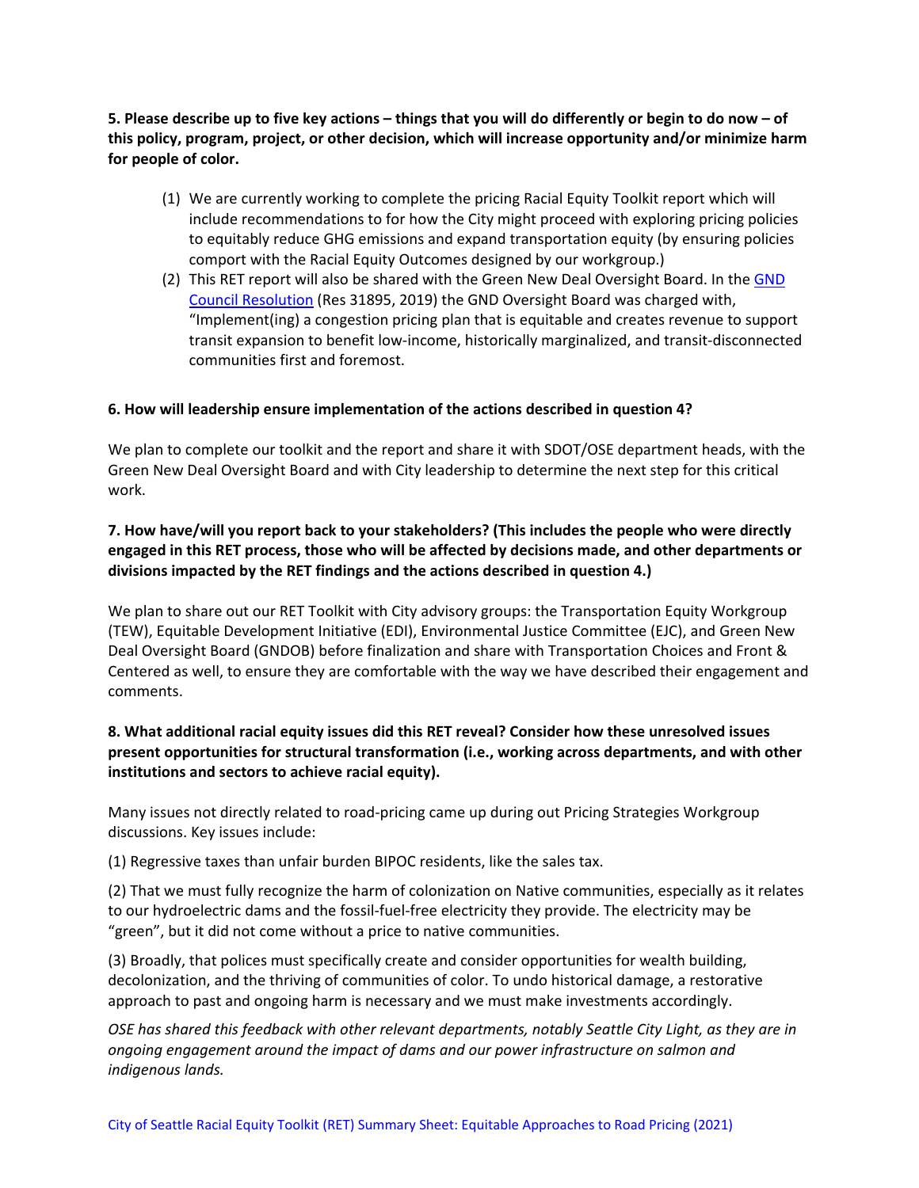**5. Please describe up to five key actions – things that you will do differently or begin to do now – of this policy, program, project, or other decision, which will increase opportunity and/or minimize harm for people of color.**

(1) We are currently working to complete the pricing Racial Equity Toolkit report which will include recommendations to for how the City might proceed with exploring pricing policies to equitably reduce GHG emissions and expand transportation equity (by ensuring policies comport with the Racial Equity Outcomes designed by our workgroup.)

(2) This RET report will also be shared with the Green New Deal Oversight Board. In the GND Council Resolution (Res 31895, 2019) the GND Oversight Board was charged with, "Implement(ing) a congestion pricing plan that is equitable and creates revenue to support transit expansion to benefit low-income, historically marginalized, and transit-disconnected communities first and foremost.

**6. How will leadership ensure implementation of the actions described in question 4?**

We plan to complete our toolkit and the report and share it with SDOT/OSE department heads, with the Green New Deal Oversight Board and with City leadership to determine the next step for this critical work.

**7. How have/will you report back to your stakeholders? (This includes the people who were directly engaged in this RET process, those who will be affected by decisions made, and other departments or divisions impacted by the RET findings and the actions described in question 4.)**

We plan to share out our RET Toolkit with City advisory groups: the Transportation Equity Workgroup (TEW), Equitable Development Initiative (EDI), Environmental Justice Committee (EJC), and Green New Deal Oversight Board (GNDOB) before finalization and share with Transportation Choices and Front & Centered as well, to ensure they are comfortable with the way we have described their engagement and comments.

**8. What additional racial equity issues did this RET reveal? Consider how these unresolved issues present opportunities for structural transformation (i.e., working across departments, and with other institutions and sectors to achieve racial equity).**

Many issues not directly related to road-pricing came up during out Pricing Strategies Workgroup discussions. Key issues include:

(1) Regressive taxes than unfair burden BIPOC residents, like the sales tax.

(2) That we must fully recognize the harm of colonization on Native communities, especially as it relates to our hydroelectric dams and the fossil-fuel-free electricity they provide. The electricity may be "green", but it did not come without a price to native communities.

(3) Broadly, that polices must specifically create and consider opportunities for wealth building, decolonization, and the thriving of communities of color. To undo historical damage, a restorative approach to past and ongoing harm is necessary and we must make investments accordingly.

*OSE has shared this feedback with other relevant departments, notably Seattle City Light, as they are in ongoing engagement around the impact of dams and our power infrastructure on salmon and indigenous lands.*